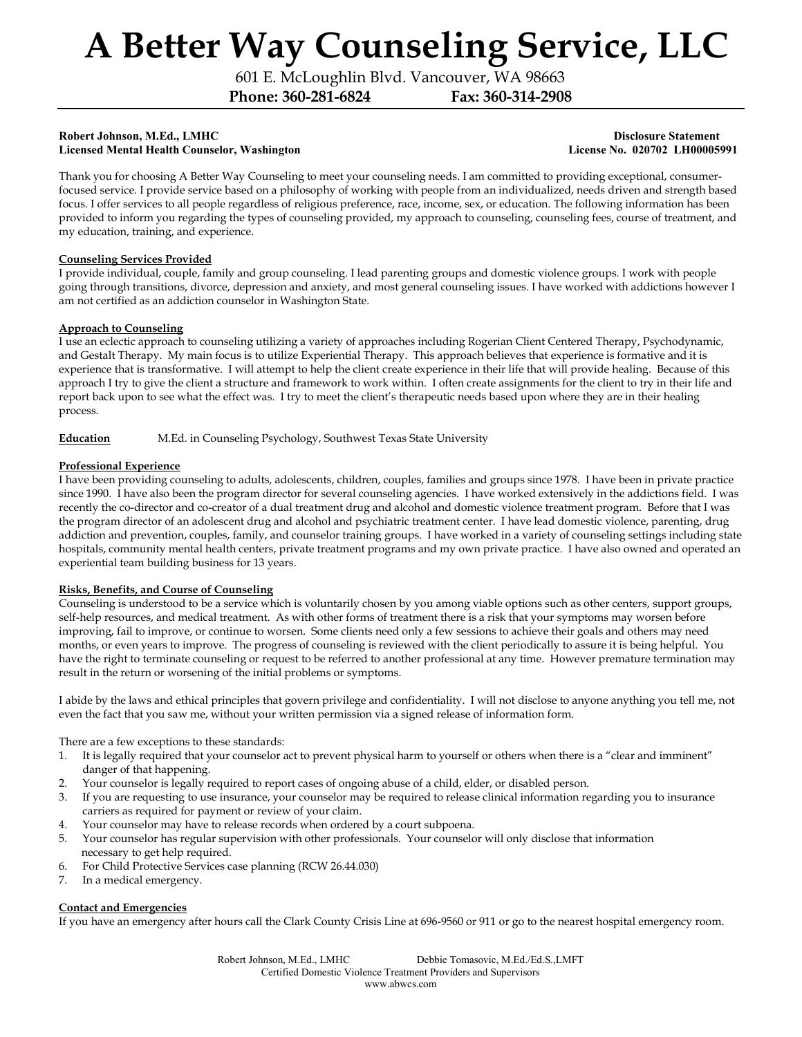# A Better Way Counseling Service, LLC

601 E. McLoughlin Blvd. Vancouver, WA 98663

**Phone: 360-281-6824 Fax: 360-314-2908**

**Robert Johnson, M.Ed., LMHC**
**Licensed Mental Health Counselor, Washington**

**Disclosure Statement**
**License No. 020702 LH00005991**

Thank you for choosing A Better Way Counseling to meet your counseling needs. I am committed to providing exceptional, consumer-focused service. I provide service based on a philosophy of working with people from an individualized, needs driven and strength based focus. I offer services to all people regardless of religious preference, race, income, sex, or education. The following information has been provided to inform you regarding the types of counseling provided, my approach to counseling, counseling fees, course of treatment, and my education, training, and experience.

**Counseling Services Provided**

I provide individual, couple, family and group counseling. I lead parenting groups and domestic violence groups. I work with people going through transitions, divorce, depression and anxiety, and most general counseling issues. I have worked with addictions however I am not certified as an addiction counselor in Washington State.

**Approach to Counseling**

I use an eclectic approach to counseling utilizing a variety of approaches including Rogerian Client Centered Therapy, Psychodynamic, and Gestalt Therapy. My main focus is to utilize Experiential Therapy. This approach believes that experience is formative and it is experience that is transformative. I will attempt to help the client create experience in their life that will provide healing. Because of this approach I try to give the client a structure and framework to work within. I often create assignments for the client to try in their life and report back upon to see what the effect was. I try to meet the client's therapeutic needs based upon where they are in their healing process.

**Education** M.Ed. in Counseling Psychology, Southwest Texas State University

**Professional Experience**

I have been providing counseling to adults, adolescents, children, couples, families and groups since 1978. I have been in private practice since 1990. I have also been the program director for several counseling agencies. I have worked extensively in the addictions field. I was recently the co-director and co-creator of a dual treatment drug and alcohol and domestic violence treatment program. Before that I was the program director of an adolescent drug and alcohol and psychiatric treatment center. I have lead domestic violence, parenting, drug addiction and prevention, couples, family, and counselor training groups. I have worked in a variety of counseling settings including state hospitals, community mental health centers, private treatment programs and my own private practice. I have also owned and operated an experiential team building business for 13 years.

**Risks, Benefits, and Course of Counseling**

Counseling is understood to be a service which is voluntarily chosen by you among viable options such as other centers, support groups, self-help resources, and medical treatment. As with other forms of treatment there is a risk that your symptoms may worsen before improving, fail to improve, or continue to worsen. Some clients need only a few sessions to achieve their goals and others may need months, or even years to improve. The progress of counseling is reviewed with the client periodically to assure it is being helpful. You have the right to terminate counseling or request to be referred to another professional at any time. However premature termination may result in the return or worsening of the initial problems or symptoms.

I abide by the laws and ethical principles that govern privilege and confidentiality. I will not disclose to anyone anything you tell me, not even the fact that you saw me, without your written permission via a signed release of information form.

There are a few exceptions to these standards:

1. It is legally required that your counselor act to prevent physical harm to yourself or others when there is a "clear and imminent" danger of that happening.
2. Your counselor is legally required to report cases of ongoing abuse of a child, elder, or disabled person.
3. If you are requesting to use insurance, your counselor may be required to release clinical information regarding you to insurance carriers as required for payment or review of your claim.
4. Your counselor may have to release records when ordered by a court subpoena.
5. Your counselor has regular supervision with other professionals. Your counselor will only disclose that information necessary to get help required.
6. For Child Protective Services case planning (RCW 26.44.030)
7. In a medical emergency.

**Contact and Emergencies**

If you have an emergency after hours call the Clark County Crisis Line at 696-9560 or 911 or go to the nearest hospital emergency room.

Robert Johnson, M.Ed., LMHC Debbie Tomasovic, M.Ed./Ed.S.,LMFT
Certified Domestic Violence Treatment Providers and Supervisors
www.abwcs.com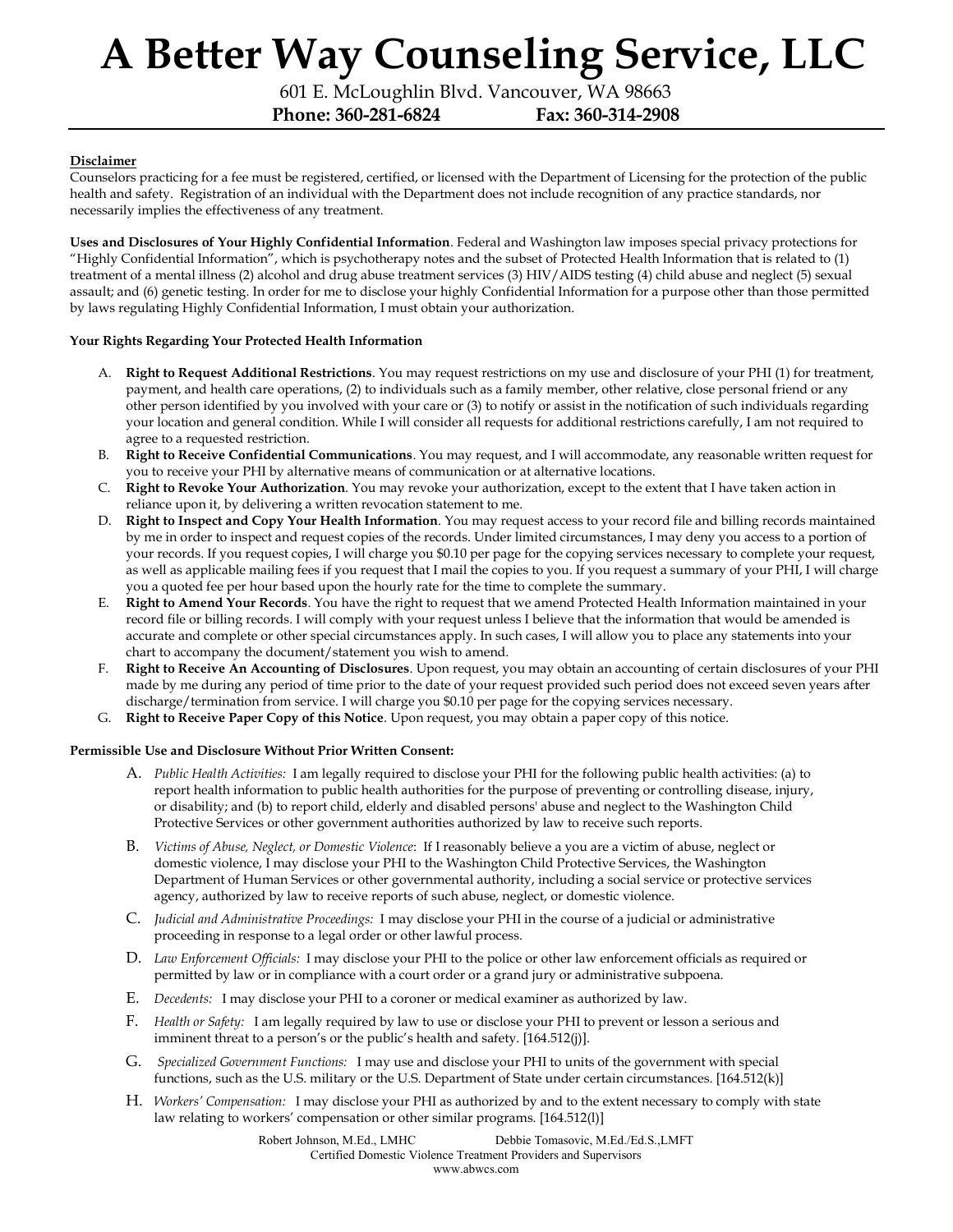# A Better Way Counseling Service, LLC

601 E. McLoughlin Blvd. Vancouver, WA 98663

**Phone: 360-281-6824 Fax: 360-314-2908**

**Disclaimer**

Counselors practicing for a fee must be registered, certified, or licensed with the Department of Licensing for the protection of the public health and safety. Registration of an individual with the Department does not include recognition of any practice standards, nor necessarily implies the effectiveness of any treatment.

**Uses and Disclosures of Your Highly Confidential Information**. Federal and Washington law imposes special privacy protections for "Highly Confidential Information", which is psychotherapy notes and the subset of Protected Health Information that is related to (1) treatment of a mental illness (2) alcohol and drug abuse treatment services (3) HIV/AIDS testing (4) child abuse and neglect (5) sexual assault; and (6) genetic testing. In order for me to disclose your highly Confidential Information for a purpose other than those permitted by laws regulating Highly Confidential Information, I must obtain your authorization.

**Your Rights Regarding Your Protected Health Information**

A. **Right to Request Additional Restrictions**. You may request restrictions on my use and disclosure of your PHI (1) for treatment, payment, and health care operations, (2) to individuals such as a family member, other relative, close personal friend or any other person identified by you involved with your care or (3) to notify or assist in the notification of such individuals regarding your location and general condition. While I will consider all requests for additional restrictions carefully, I am not required to agree to a requested restriction.
B. **Right to Receive Confidential Communications**. You may request, and I will accommodate, any reasonable written request for you to receive your PHI by alternative means of communication or at alternative locations.
C. **Right to Revoke Your Authorization**. You may revoke your authorization, except to the extent that I have taken action in reliance upon it, by delivering a written revocation statement to me.
D. **Right to Inspect and Copy Your Health Information**. You may request access to your record file and billing records maintained by me in order to inspect and request copies of the records. Under limited circumstances, I may deny you access to a portion of your records. If you request copies, I will charge you $0.10 per page for the copying services necessary to complete your request, as well as applicable mailing fees if you request that I mail the copies to you. If you request a summary of your PHI, I will charge you a quoted fee per hour based upon the hourly rate for the time to complete the summary.
E. **Right to Amend Your Records**. You have the right to request that we amend Protected Health Information maintained in your record file or billing records. I will comply with your request unless I believe that the information that would be amended is accurate and complete or other special circumstances apply. In such cases, I will allow you to place any statements into your chart to accompany the document/statement you wish to amend.
F. **Right to Receive An Accounting of Disclosures**. Upon request, you may obtain an accounting of certain disclosures of your PHI made by me during any period of time prior to the date of your request provided such period does not exceed seven years after discharge/termination from service. I will charge you $0.10 per page for the copying services necessary.
G. **Right to Receive Paper Copy of this Notice**. Upon request, you may obtain a paper copy of this notice.

**Permissible Use and Disclosure Without Prior Written Consent:**

A. *Public Health Activities:* I am legally required to disclose your PHI for the following public health activities: (a) to report health information to public health authorities for the purpose of preventing or controlling disease, injury, or disability; and (b) to report child, elderly and disabled persons' abuse and neglect to the Washington Child Protective Services or other government authorities authorized by law to receive such reports.

B. *Victims of Abuse, Neglect, or Domestic Violence*: If I reasonably believe a you are a victim of abuse, neglect or domestic violence, I may disclose your PHI to the Washington Child Protective Services, the Washington Department of Human Services or other governmental authority, including a social service or protective services agency, authorized by law to receive reports of such abuse, neglect, or domestic violence.

C. *Judicial and Administrative Proceedings:* I may disclose your PHI in the course of a judicial or administrative proceeding in response to a legal order or other lawful process.

D. *Law Enforcement Officials:* I may disclose your PHI to the police or other law enforcement officials as required or permitted by law or in compliance with a court order or a grand jury or administrative subpoena.

E. *Decedents:* I may disclose your PHI to a coroner or medical examiner as authorized by law.

F. *Health or Safety:* I am legally required by law to use or disclose your PHI to prevent or lesson a serious and imminent threat to a person's or the public's health and safety. [164.512(j)].

G. *Specialized Government Functions:* I may use and disclose your PHI to units of the government with special functions, such as the U.S. military or the U.S. Department of State under certain circumstances. [164.512(k)]

H. *Workers' Compensation:* I may disclose your PHI as authorized by and to the extent necessary to comply with state law relating to workers' compensation or other similar programs. [164.512(l)]

Robert Johnson, M.Ed., LMHC Debbie Tomasovic, M.Ed./Ed.S.,LMFT
Certified Domestic Violence Treatment Providers and Supervisors
www.abwcs.com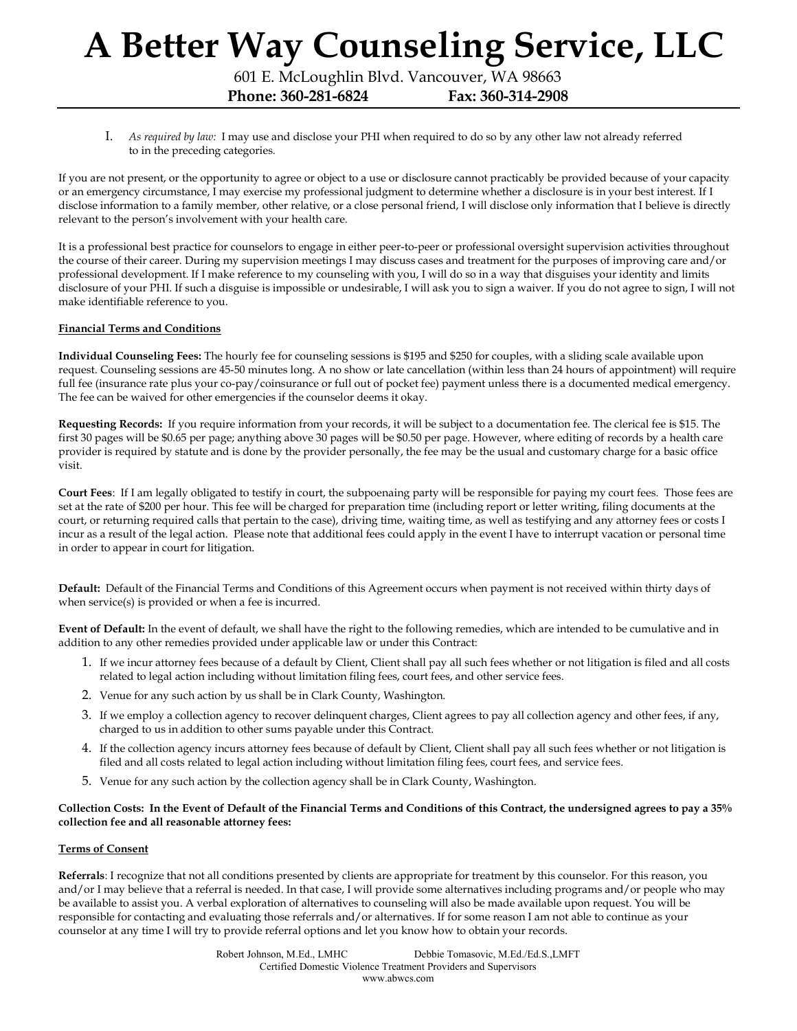I. *As required by law:* I may use and disclose your PHI when required to do so by any other law not already referred to in the preceding categories.

If you are not present, or the opportunity to agree or object to a use or disclosure cannot practicably be provided because of your capacity or an emergency circumstance, I may exercise my professional judgment to determine whether a disclosure is in your best interest. If I disclose information to a family member, other relative, or a close personal friend, I will disclose only information that I believe is directly relevant to the person's involvement with your health care.

It is a professional best practice for counselors to engage in either peer-to-peer or professional oversight supervision activities throughout the course of their career. During my supervision meetings I may discuss cases and treatment for the purposes of improving care and/or professional development. If I make reference to my counseling with you, I will do so in a way that disguises your identity and limits disclosure of your PHI. If such a disguise is impossible or undesirable, I will ask you to sign a waiver. If you do not agree to sign, I will not make identifiable reference to you.

**Financial Terms and Conditions**

**Individual Counseling Fees:** The hourly fee for counseling sessions is $195 and $250 for couples, with a sliding scale available upon request. Counseling sessions are 45-50 minutes long. A no show or late cancellation (within less than 24 hours of appointment) will require full fee (insurance rate plus your co-pay/coinsurance or full out of pocket fee) payment unless there is a documented medical emergency. The fee can be waived for other emergencies if the counselor deems it okay.

**Requesting Records:** If you require information from your records, it will be subject to a documentation fee. The clerical fee is $15. The first 30 pages will be $0.65 per page; anything above 30 pages will be $0.50 per page. However, where editing of records by a health care provider is required by statute and is done by the provider personally, the fee may be the usual and customary charge for a basic office visit.

**Court Fees**: If I am legally obligated to testify in court, the subpoenaing party will be responsible for paying my court fees. Those fees are set at the rate of $200 per hour. This fee will be charged for preparation time (including report or letter writing, filing documents at the court, or returning required calls that pertain to the case), driving time, waiting time, as well as testifying and any attorney fees or costs I incur as a result of the legal action. Please note that additional fees could apply in the event I have to interrupt vacation or personal time in order to appear in court for litigation.

**Default:** Default of the Financial Terms and Conditions of this Agreement occurs when payment is not received within thirty days of when service(s) is provided or when a fee is incurred.

**Event of Default:** In the event of default, we shall have the right to the following remedies, which are intended to be cumulative and in addition to any other remedies provided under applicable law or under this Contract:

1. If we incur attorney fees because of a default by Client, Client shall pay all such fees whether or not litigation is filed and all costs related to legal action including without limitation filing fees, court fees, and other service fees.
2. Venue for any such action by us shall be in Clark County, Washington.
3. If we employ a collection agency to recover delinquent charges, Client agrees to pay all collection agency and other fees, if any, charged to us in addition to other sums payable under this Contract.
4. If the collection agency incurs attorney fees because of default by Client, Client shall pay all such fees whether or not litigation is filed and all costs related to legal action including without limitation filing fees, court fees, and service fees.
5. Venue for any such action by the collection agency shall be in Clark County, Washington.

**Collection Costs: In the Event of Default of the Financial Terms and Conditions of this Contract, the undersigned agrees to pay a 35% collection fee and all reasonable attorney fees:**

**Terms of Consent**

**Referrals**: I recognize that not all conditions presented by clients are appropriate for treatment by this counselor. For this reason, you and/or I may believe that a referral is needed. In that case, I will provide some alternatives including programs and/or people who may be available to assist you. A verbal exploration of alternatives to counseling will also be made available upon request. You will be responsible for contacting and evaluating those referrals and/or alternatives. If for some reason I am not able to continue as your counselor at any time I will try to provide referral options and let you know how to obtain your records.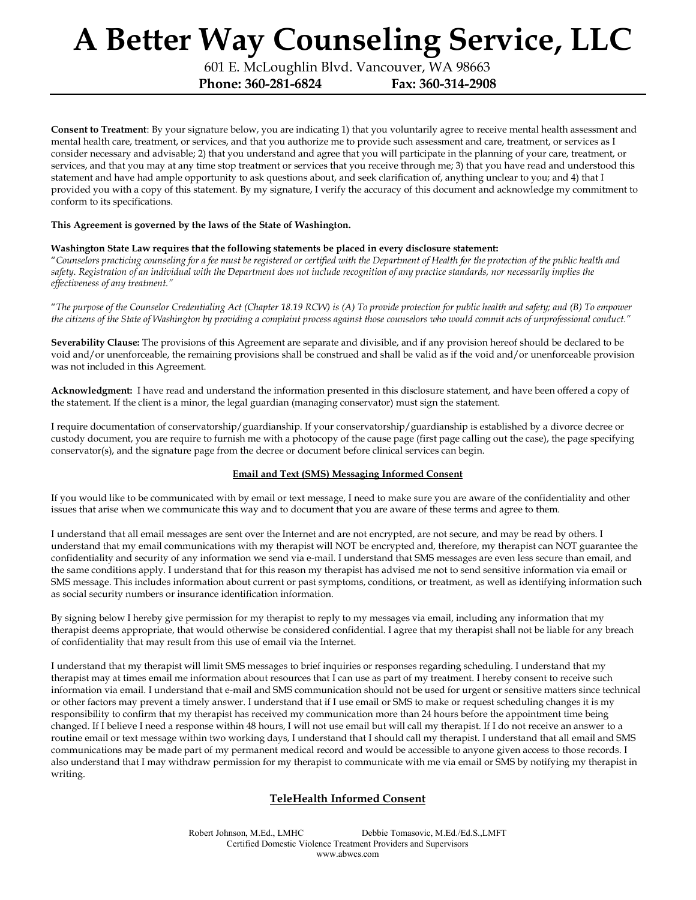**Consent to Treatment**: By your signature below, you are indicating 1) that you voluntarily agree to receive mental health assessment and mental health care, treatment, or services, and that you authorize me to provide such assessment and care, treatment, or services as I consider necessary and advisable; 2) that you understand and agree that you will participate in the planning of your care, treatment, or services, and that you may at any time stop treatment or services that you receive through me; 3) that you have read and understood this statement and have had ample opportunity to ask questions about, and seek clarification of, anything unclear to you; and 4) that I provided you with a copy of this statement. By my signature, I verify the accuracy of this document and acknowledge my commitment to conform to its specifications.

**This Agreement is governed by the laws of the State of Washington.**

**Washington State Law requires that the following statements be placed in every disclosure statement:**
"*Counselors practicing counseling for a fee must be registered or certified with the Department of Health for the protection of the public health and safety. Registration of an individual with the Department does not include recognition of any practice standards, nor necessarily implies the effectiveness of any treatment.*"

"*The purpose of the Counselor Credentialing Act (Chapter 18.19 RCW) is (A) To provide protection for public health and safety; and (B) To empower the citizens of the State of Washington by providing a complaint process against those counselors who would commit acts of unprofessional conduct.*"

**Severability Clause:** The provisions of this Agreement are separate and divisible, and if any provision hereof should be declared to be void and/or unenforceable, the remaining provisions shall be construed and shall be valid as if the void and/or unenforceable provision was not included in this Agreement.

**Acknowledgment:** I have read and understand the information presented in this disclosure statement, and have been offered a copy of the statement. If the client is a minor, the legal guardian (managing conservator) must sign the statement.

I require documentation of conservatorship/guardianship. If your conservatorship/guardianship is established by a divorce decree or custody document, you are require to furnish me with a photocopy of the cause page (first page calling out the case), the page specifying conservator(s), and the signature page from the decree or document before clinical services can begin.

**Email and Text (SMS) Messaging Informed Consent**

If you would like to be communicated with by email or text message, I need to make sure you are aware of the confidentiality and other issues that arise when we communicate this way and to document that you are aware of these terms and agree to them.

I understand that all email messages are sent over the Internet and are not encrypted, are not secure, and may be read by others. I understand that my email communications with my therapist will NOT be encrypted and, therefore, my therapist can NOT guarantee the confidentiality and security of any information we send via e-mail. I understand that SMS messages are even less secure than email, and the same conditions apply. I understand that for this reason my therapist has advised me not to send sensitive information via email or SMS message. This includes information about current or past symptoms, conditions, or treatment, as well as identifying information such as social security numbers or insurance identification information.

By signing below I hereby give permission for my therapist to reply to my messages via email, including any information that my therapist deems appropriate, that would otherwise be considered confidential. I agree that my therapist shall not be liable for any breach of confidentiality that may result from this use of email via the Internet.

I understand that my therapist will limit SMS messages to brief inquiries or responses regarding scheduling. I understand that my therapist may at times email me information about resources that I can use as part of my treatment. I hereby consent to receive such information via email. I understand that e-mail and SMS communication should not be used for urgent or sensitive matters since technical or other factors may prevent a timely answer. I understand that if I use email or SMS to make or request scheduling changes it is my responsibility to confirm that my therapist has received my communication more than 24 hours before the appointment time being changed. If I believe I need a response within 48 hours, I will not use email but will call my therapist. If I do not receive an answer to a routine email or text message within two working days, I understand that I should call my therapist. I understand that all email and SMS communications may be made part of my permanent medical record and would be accessible to anyone given access to those records. I also understand that I may withdraw permission for my therapist to communicate with me via email or SMS by notifying my therapist in writing.

## TeleHealth Informed Consent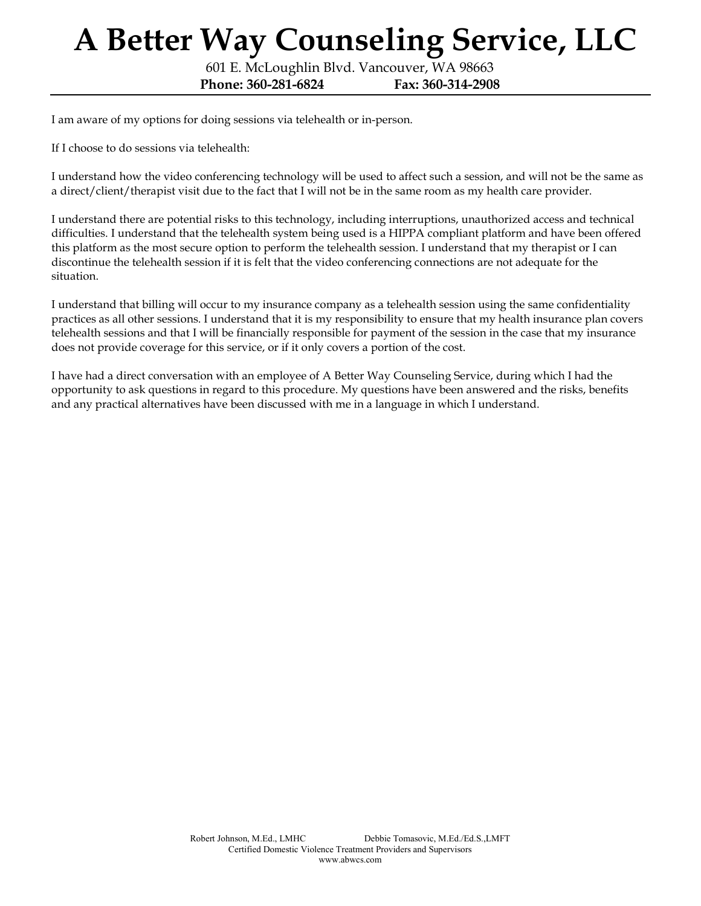# A Better Way Counseling Service, LLC

601 E. McLoughlin Blvd. Vancouver, WA 98663

**Phone: 360-281-6824 Fax: 360-314-2908**

---

I am aware of my options for doing sessions via telehealth or in-person.

If I choose to do sessions via telehealth:

I understand how the video conferencing technology will be used to affect such a session, and will not be the same as a direct/client/therapist visit due to the fact that I will not be in the same room as my health care provider.

I understand there are potential risks to this technology, including interruptions, unauthorized access and technical difficulties. I understand that the telehealth system being used is a HIPPA compliant platform and have been offered this platform as the most secure option to perform the telehealth session. I understand that my therapist or I can discontinue the telehealth session if it is felt that the video conferencing connections are not adequate for the situation.

I understand that billing will occur to my insurance company as a telehealth session using the same confidentiality practices as all other sessions. I understand that it is my responsibility to ensure that my health insurance plan covers telehealth sessions and that I will be financially responsible for payment of the session in the case that my insurance does not provide coverage for this service, or if it only covers a portion of the cost.

I have had a direct conversation with an employee of A Better Way Counseling Service, during which I had the opportunity to ask questions in regard to this procedure. My questions have been answered and the risks, benefits and any practical alternatives have been discussed with me in a language in which I understand.

Robert Johnson, M.Ed., LMHC Debbie Tomasovic, M.Ed./Ed.S.,LMFT

Certified Domestic Violence Treatment Providers and Supervisors

www.abwcs.com